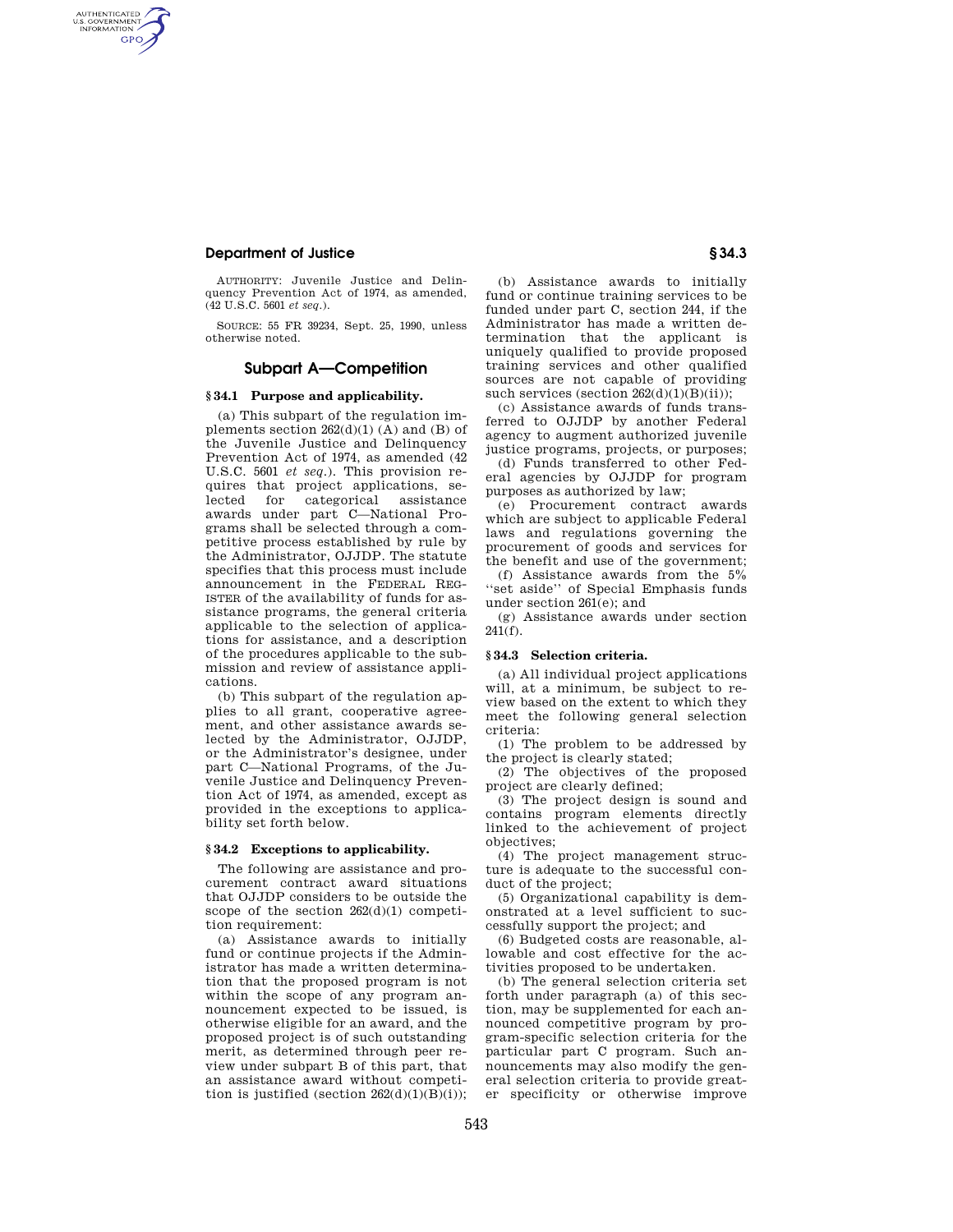AUTHORITY: Juvenile Justice and Delinquency Prevention Act of 1974, as amended, (42 U.S.C. 5601 *et seq.*).

SOURCE: 55 FR 39234, Sept. 25, 1990, unless otherwise noted.

## Subpart A—Competition

### § 34.1 Purpose and applicability.

(a) This subpart of the regulation implements section 262(d)(1) (A) and (B) of the Juvenile Justice and Delinquency Prevention Act of 1974, as amended (42 U.S.C. 5601 *et seq.*). This provision requires that project applications, selected for categorical assistance awards under part C—National Programs shall be selected through a competitive process established by rule by the Administrator, OJJDP. The statute specifies that this process must include announcement in the FEDERAL REGISTER of the availability of funds for assistance programs, the general criteria applicable to the selection of applications for assistance, and a description of the procedures applicable to the submission and review of assistance applications.

(b) This subpart of the regulation applies to all grant, cooperative agreement, and other assistance awards selected by the Administrator, OJJDP, or the Administrator's designee, under part C—National Programs, of the Juvenile Justice and Delinquency Prevention Act of 1974, as amended, except as provided in the exceptions to applicability set forth below.

### § 34.2 Exceptions to applicability.

The following are assistance and procurement contract award situations that OJJDP considers to be outside the scope of the section 262(d)(1) competition requirement:

(a) Assistance awards to initially fund or continue projects if the Administrator has made a written determination that the proposed program is not within the scope of any program announcement expected to be issued, is otherwise eligible for an award, and the proposed project is of such outstanding merit, as determined through peer review under subpart B of this part, that an assistance award without competition is justified (section 262(d)(1)(B)(i));

(b) Assistance awards to initially fund or continue training services to be funded under part C, section 244, if the Administrator has made a written determination that the applicant is uniquely qualified to provide proposed training services and other qualified sources are not capable of providing such services (section 262(d)(1)(B)(ii));

(c) Assistance awards of funds transferred to OJJDP by another Federal agency to augment authorized juvenile justice programs, projects, or purposes;

(d) Funds transferred to other Federal agencies by OJJDP for program purposes as authorized by law;

(e) Procurement contract awards which are subject to applicable Federal laws and regulations governing the procurement of goods and services for the benefit and use of the government;

(f) Assistance awards from the 5% "set aside" of Special Emphasis funds under section 261(e); and

(g) Assistance awards under section 241(f).

### § 34.3 Selection criteria.

(a) All individual project applications will, at a minimum, be subject to review based on the extent to which they meet the following general selection criteria:

(1) The problem to be addressed by the project is clearly stated;

(2) The objectives of the proposed project are clearly defined;

(3) The project design is sound and contains program elements directly linked to the achievement of project objectives;

(4) The project management structure is adequate to the successful conduct of the project;

(5) Organizational capability is demonstrated at a level sufficient to successfully support the project; and

(6) Budgeted costs are reasonable, allowable and cost effective for the activities proposed to be undertaken.

(b) The general selection criteria set forth under paragraph (a) of this section, may be supplemented for each announced competitive program by program-specific selection criteria for the particular part C program. Such announcements may also modify the general selection criteria to provide greater specificity or otherwise improve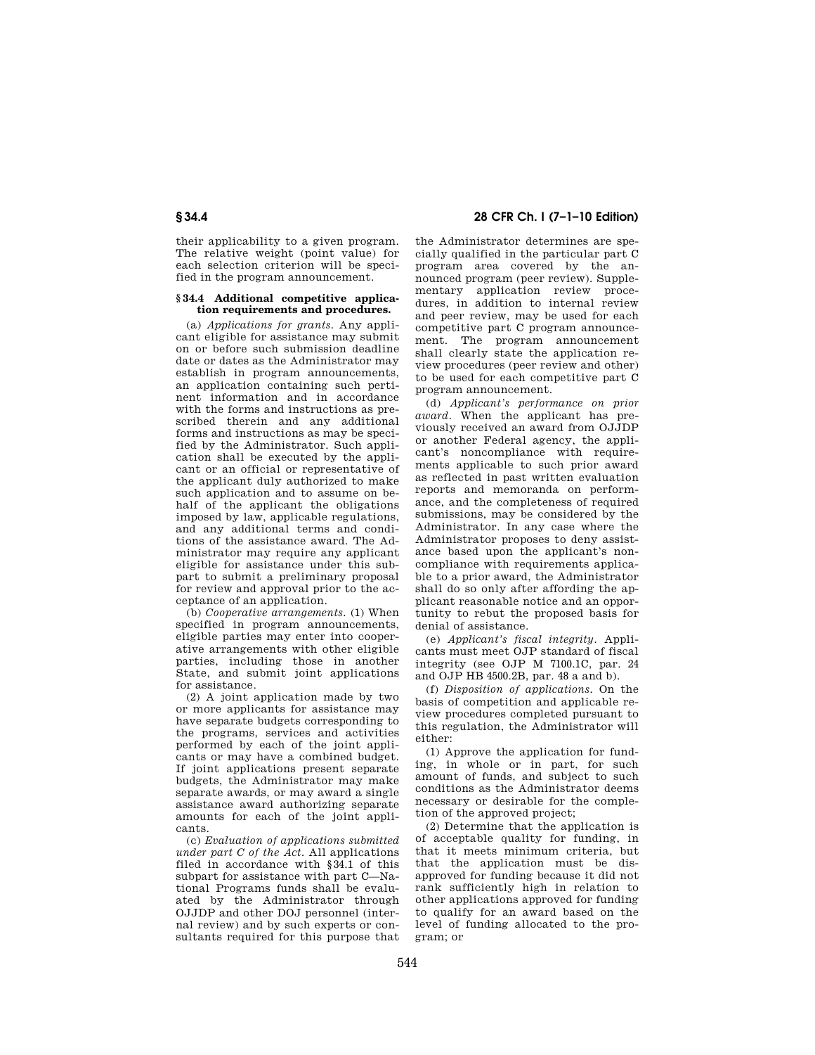their applicability to a given program. The relative weight (point value) for each selection criterion will be specified in the program announcement.

### § 34.4 Additional competitive application requirements and procedures.

(a) *Applications for grants.* Any applicant eligible for assistance may submit on or before such submission deadline date or dates as the Administrator may establish in program announcements, an application containing such pertinent information and in accordance with the forms and instructions as prescribed therein and any additional forms and instructions as may be specified by the Administrator. Such application shall be executed by the applicant or an official or representative of the applicant duly authorized to make such application and to assume on behalf of the applicant the obligations imposed by law, applicable regulations, and any additional terms and conditions of the assistance award. The Administrator may require any applicant eligible for assistance under this subpart to submit a preliminary proposal for review and approval prior to the acceptance of an application.

(b) *Cooperative arrangements.* (1) When specified in program announcements, eligible parties may enter into cooperative arrangements with other eligible parties, including those in another State, and submit joint applications for assistance.

(2) A joint application made by two or more applicants for assistance may have separate budgets corresponding to the programs, services and activities performed by each of the joint applicants or may have a combined budget. If joint applications present separate budgets, the Administrator may make separate awards, or may award a single assistance award authorizing separate amounts for each of the joint applicants.

(c) *Evaluation of applications submitted under part C of the Act.* All applications filed in accordance with §34.1 of this subpart for assistance with part C—National Programs funds shall be evaluated by the Administrator through OJJDP and other DOJ personnel (internal review) and by such experts or consultants required for this purpose that the Administrator determines are specially qualified in the particular part C program area covered by the announced program (peer review). Supplementary application review procedures, in addition to internal review and peer review, may be used for each competitive part C program announcement. The program announcement shall clearly state the application review procedures (peer review and other) to be used for each competitive part C program announcement.

(d) *Applicant's performance on prior award.* When the applicant has previously received an award from OJJDP or another Federal agency, the applicant's noncompliance with requirements applicable to such prior award as reflected in past written evaluation reports and memoranda on performance, and the completeness of required submissions, may be considered by the Administrator. In any case where the Administrator proposes to deny assistance based upon the applicant's noncompliance with requirements applicable to a prior award, the Administrator shall do so only after affording the applicant reasonable notice and an opportunity to rebut the proposed basis for denial of assistance.

(e) *Applicant's fiscal integrity.* Applicants must meet OJP standard of fiscal integrity (see OJP M 7100.1C, par. 24 and OJP HB 4500.2B, par. 48 a and b).

(f) *Disposition of applications.* On the basis of competition and applicable review procedures completed pursuant to this regulation, the Administrator will either:

(1) Approve the application for funding, in whole or in part, for such amount of funds, and subject to such conditions as the Administrator deems necessary or desirable for the completion of the approved project;

(2) Determine that the application is of acceptable quality for funding, in that it meets minimum criteria, but that the application must be disapproved for funding because it did not rank sufficiently high in relation to other applications approved for funding to qualify for an award based on the level of funding allocated to the program; or